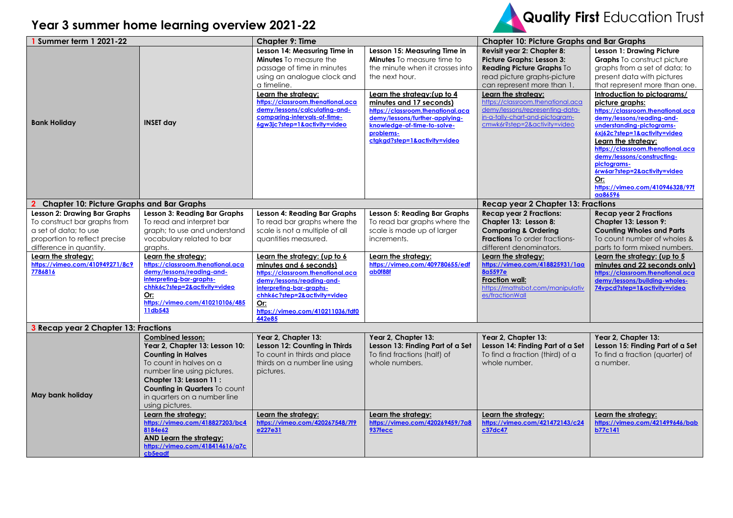# Year 3 summer home learning overview 2021-22

Quality First Education Trust

| 1 Summer term 1 2021-22 | | Chapter 9: Time | | Chapter 10: Picture Graphs and Bar Graphs | |
|---|---|---|---|---|---|
| Bank Holiday | INSET day | **Lesson 14: Measuring Time in Minutes** To measure the passage of time in minutes using an analogue clock and a timeline.<br>Learn the strategy:<br>https://classroom.thenational.academy/lessons/calculating-and-comparing-intervals-of-time-6gw3jc?step=1&activity=video | **Lesson 15: Measuring Time in Minutes** To measure time to the minute when it crosses into the next hour.<br>Learn the strategy:(up to 4 minutes and 17 seconds)<br>https://classroom.thenational.academy/lessons/further-applying-knowledge-of-time-to-solve-problems-ctgkgd?step=1&activity=video | **Revisit year 2: Chapter 8: Picture Graphs: Lesson 3: Reading Picture Graphs** To read picture graphs-picture can represent more than 1.<br>Learn the strategy:<br>https://classroom.thenational.academy/lessons/representing-data-in-a-tally-chart-and-pictogram-cmwk6r?step=2&activity=video | **Lesson 1: Drawing Picture Graphs** To construct picture graphs from a set of data; to present data with pictures that represent more than one.<br>Introduction to pictograms/ picture graphs:<br>https://classroom.thenational.academy/lessons/reading-and-understanding-pictograms-6xj62c?step=1&activity=video<br>Learn the strategy:<br>https://classroom.thenational.academy/lessons/constructing-pictograms-6rw6ar?step=2&activity=video<br>Or:<br>https://vimeo.com/410946328/97faa86596 |
| 2 Chapter 10: Picture Graphs and Bar Graphs | | | | Recap year 2 Chapter 13: Fractions | |
| **Lesson 2: Drawing Bar Graphs** To construct bar graphs from a set of data; to use proportion to reflect precise difference in quantity.<br>Learn the strategy:<br>https://vimeo.com/410949271/8c97786816 | **Lesson 3: Reading Bar Graphs** To read and interpret bar graph; to use and understand vocabulary related to bar graphs.<br>Learn the strategy:<br>https://classroom.thenational.academy/lessons/reading-and-interpreting-bar-graphs-chhk6c?step=2&activity=video<br>Or:<br>https://vimeo.com/410210106/48511db543 | **Lesson 4: Reading Bar Graphs** To read bar graphs where the scale is not a multiple of all quantities measured.<br>Learn the strategy: (up to 6 minutes and 6 seconds)<br>https://classroom.thenational.academy/lessons/reading-and-interpreting-bar-graphs-chhk6c?step=2&activity=video<br>Or:<br>https://vimeo.com/410211036/fdf0442e85 | **Lesson 5: Reading Bar Graphs** To read bar graphs where the scale is made up of larger increments.<br>Learn the strategy:<br>https://vimeo.com/409780655/edfab0f88f | **Recap year 2 Fractions: Chapter 13: Lesson 8: Comparing & Ordering Fractions** To order fractions-different denominators.<br>Learn the strategy:<br>https://vimeo.com/418825931/1aa8a5597e<br>Fraction wall:<br>https://mathsbot.com/manipulatives/fractionWall | **Recap year 2 Fractions Chapter 13: Lesson 9: Counting Wholes and Parts** To count number of wholes & parts to form mixed numbers.<br>Learn the strategy: (up to 5 minutes and 22 seconds only)<br>https://classroom.thenational.academy/lessons/building-wholes-74vpcd?step=1&activity=video |
| 3 Recap year 2 Chapter 13: Fractions | | | | | |
| May bank holiday | **Combined lesson: Year 2, Chapter 13: Lesson 10: Counting in Halves** To count in halves on a number line using pictures. **Chapter 13: Lesson 11 : Counting in Quarters** To count in quarters on a number line using pictures.<br>Learn the strategy:<br>https://vimeo.com/418827203/bc48184e62<br>AND Learn the strategy:<br>https://vimeo.com/418414616/a7ccb5eadf | **Year 2, Chapter 13: Lesson 12: Counting in Thirds** To count in thirds and place thirds on a number line using pictures.<br>Learn the strategy:<br>https://vimeo.com/420267548/7f9e227e31 | **Year 2, Chapter 13: Lesson 13: Finding Part of a Set** To find fractions (half) of whole numbers.<br>Learn the strategy:<br>https://vimeo.com/420269459/7a8937fecc | **Year 2, Chapter 13: Lesson 14: Finding Part of a Set** To find a fraction (third) of a whole number.<br>Learn the strategy:<br>https://vimeo.com/421472143/c24c37dc47 | **Year 2, Chapter 13: Lesson 15: Finding Part of a Set** To find a fraction (quarter) of a number.<br>Learn the strategy:<br>https://vimeo.com/421499646/babb77c141 |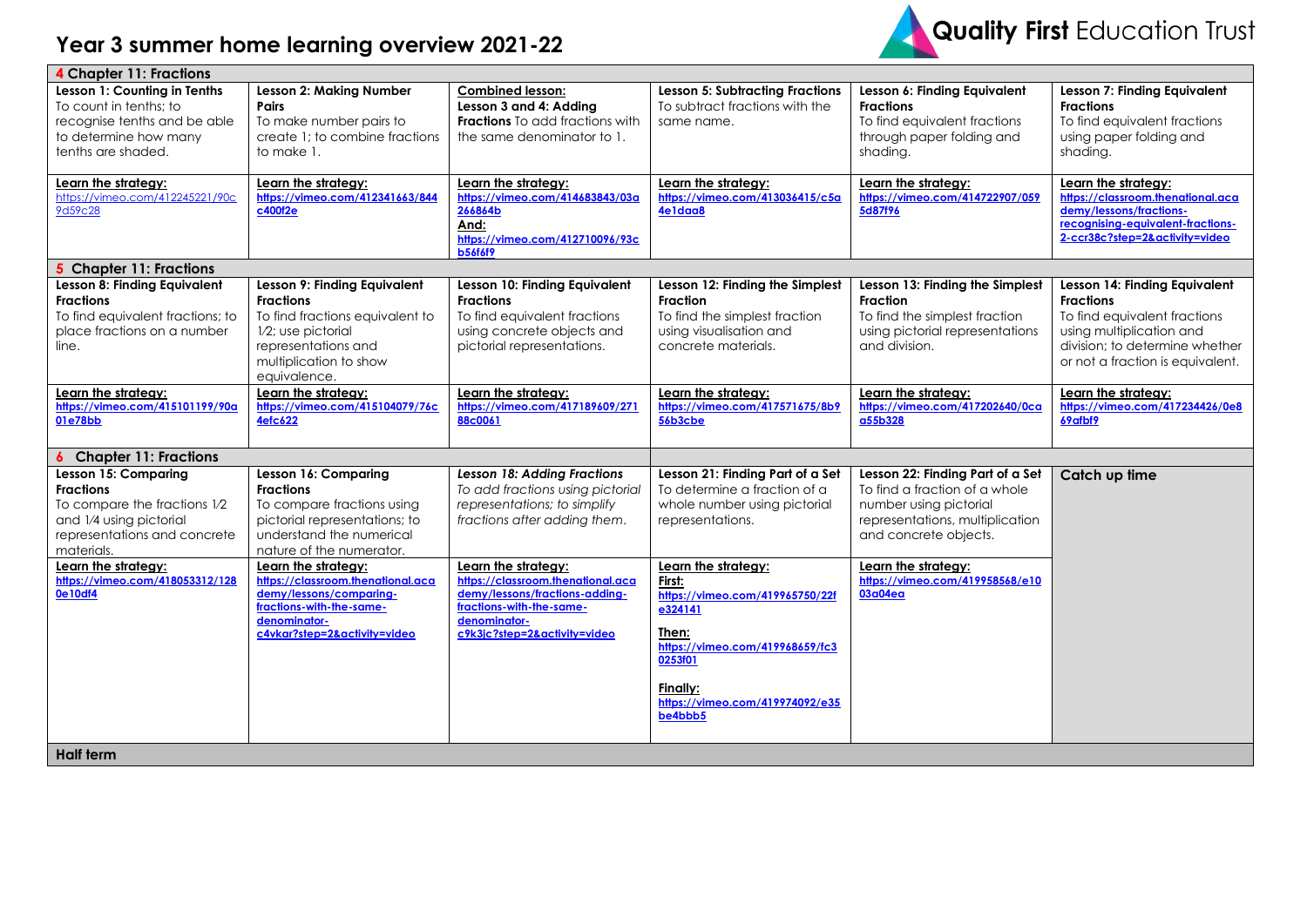# Year 3 summer home learning overview 2021-22

Quality First Education Trust

| 4 Chapter 11: Fractions | | | | | |
|---|---|---|---|---|---|
| **Lesson 1: Counting in Tenths** To count in tenths; to recognise tenths and be able to determine how many tenths are shaded. | **Lesson 2: Making Number Pairs** To make number pairs to create 1; to combine fractions to make 1. | **Combined lesson: Lesson 3 and 4: Adding Fractions** To add fractions with the same denominator to 1. | **Lesson 5: Subtracting Fractions** To subtract fractions with the same name. | **Lesson 6: Finding Equivalent Fractions** To find equivalent fractions through paper folding and shading. | **Lesson 7: Finding Equivalent Fractions** To find equivalent fractions using paper folding and shading. |
| **Learn the strategy:** https://vimeo.com/412245221/90c9d59c28 | **Learn the strategy:** https://vimeo.com/412341663/844c400f2e | **Learn the strategy:** https://vimeo.com/414683843/03a266864b **And:** https://vimeo.com/412710096/93cb56f6f9 | **Learn the strategy:** https://vimeo.com/413036415/c5a4e1daa8 | **Learn the strategy:** https://vimeo.com/414722907/0595d87f96 | **Learn the strategy:** https://classroom.thenational.academy/lessons/fractions-recognising-equivalent-fractions-2-ccr38c?step=2&activity=video |
| **5 Chapter 11: Fractions** | | | | | |
| **Lesson 8: Finding Equivalent Fractions** To find equivalent fractions; to place fractions on a number line. | **Lesson 9: Finding Equivalent Fractions** To find fractions equivalent to 1⁄2; use pictorial representations and multiplication to show equivalence. | **Lesson 10: Finding Equivalent Fractions** To find equivalent fractions using concrete objects and pictorial representations. | **Lesson 12: Finding the Simplest Fraction** To find the simplest fraction using visualisation and concrete materials. | **Lesson 13: Finding the Simplest Fraction** To find the simplest fraction using pictorial representations and division. | **Lesson 14: Finding Equivalent Fractions** To find equivalent fractions using multiplication and division; to determine whether or not a fraction is equivalent. |
| **Learn the strategy:** https://vimeo.com/415101199/90a01e78bb | **Learn the strategy:** https://vimeo.com/415104079/76c4efc622 | **Learn the strategy:** https://vimeo.com/417189609/27188c0061 | **Learn the strategy:** https://vimeo.com/417571675/8b956b3cbe | **Learn the strategy:** https://vimeo.com/417202640/0caa55b328 | **Learn the strategy:** https://vimeo.com/417234426/0e869afbf9 |
| **6 Chapter 11: Fractions** | | | | | |
| **Lesson 15: Comparing Fractions** To compare the fractions 1⁄2 and 1⁄4 using pictorial representations and concrete materials. | **Lesson 16: Comparing Fractions** To compare fractions using pictorial representations; to understand the numerical nature of the numerator. | ***Lesson 18: Adding Fractions*** *To add fractions using pictorial representations; to simplify fractions after adding them.* | **Lesson 21: Finding Part of a Set** To determine a fraction of a whole number using pictorial representations. | **Lesson 22: Finding Part of a Set** To find a fraction of a whole number using pictorial representations, multiplication and concrete objects. | **Catch up time** |
| **Learn the strategy:** https://vimeo.com/418053312/1280e10df4 | **Learn the strategy:** https://classroom.thenational.academy/lessons/comparing-fractions-with-the-same-denominator-c4vkar?step=2&activity=video | **Learn the strategy:** https://classroom.thenational.academy/lessons/fractions-adding-fractions-with-the-same-denominator-c9k3jc?step=2&activity=video | **Learn the strategy:** **First:** https://vimeo.com/419965750/22fe324141 **Then:** https://vimeo.com/419968659/fc30253f01 **Finally:** https://vimeo.com/419974092/e35be4bbb5 | **Learn the strategy:** https://vimeo.com/419958568/e1003a04ea | |
| **Half term** | | | | | |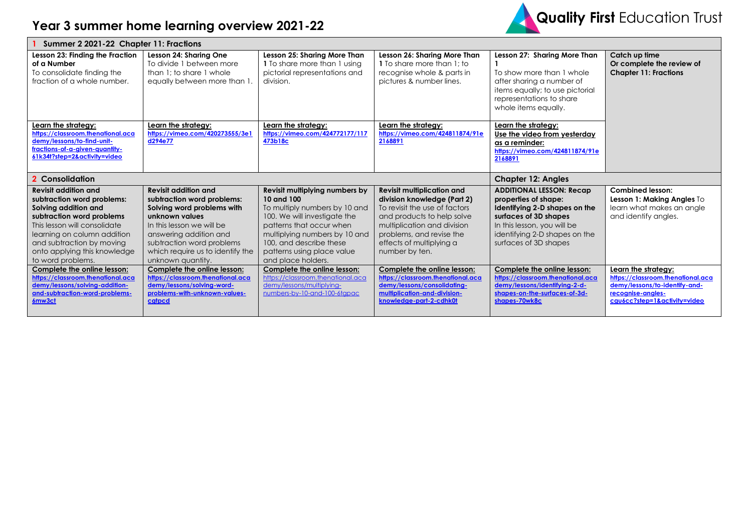# Year 3 summer home learning overview 2021-22

Quality First Education Trust

| 1 Summer 2 2021-22 Chapter 11: Fractions | | | | | |
|---|---|---|---|---|---|
| **Lesson 23: Finding the Fraction of a Number** To consolidate finding the fraction of a whole number. | **Lesson 24: Sharing One** To divide 1 between more than 1; to share 1 whole equally between more than 1. | **Lesson 25: Sharing More Than 1** To share more than 1 using pictorial representations and division. | **Lesson 26: Sharing More Than 1** To share more than 1; to recognise whole & parts in pictures & number lines. | **Lesson 27: Sharing More Than 1** To show more than 1 whole after sharing a number of items equally; to use pictorial representations to share whole items equally. | **Catch up time Or complete the review of Chapter 11: Fractions** |
| **Learn the strategy:** https://classroom.thenational.academy/lessons/to-find-unit-fractions-of-a-given-quantity-61k34t?step=2&activity=video | **Learn the strategy:** https://vimeo.com/420273555/3e1d294e77 | **Learn the strategy:** https://vimeo.com/424772177/117473b18c | **Learn the strategy:** https://vimeo.com/424811874/91e2168891 | **Learn the strategy:** **Use the video from yesterday as a reminder:** https://vimeo.com/424811874/91e2168891 | |
| **2 Consolidation** | | | | **Chapter 12: Angles** | |
| **Revisit addition and subtraction word problems: Solving addition and subtraction word problems** This lesson will consolidate learning on column addition and subtraction by moving onto applying this knowledge to word problems. | **Revisit addition and subtraction word problems: Solving word problems with unknown values** In this lesson we will be answering addition and subtraction word problems which require us to identify the unknown quantity. | **Revisit multiplying numbers by 10 and 100** To multiply numbers by 10 and 100. We will investigate the patterns that occur when multiplying numbers by 10 and 100, and describe these patterns using place value and place holders. | **Revisit multiplication and division knowledge (Part 2)** To revisit the use of factors and products to help solve multiplication and division problems, and revise the effects of multiplying a number by ten. | **ADDITIONAL LESSON: Recap properties of shape: Identifying 2-D shapes on the surfaces of 3D shapes** In this lesson, you will be identifying 2-D shapes on the surfaces of 3D shapes | **Combined lesson: Lesson 1: Making Angles** To learn what makes an angle and identify angles. |
| **Complete the online lesson:** https://classroom.thenational.academy/lessons/solving-addition-and-subtraction-word-problems-6mw3ct | **Complete the online lesson:** https://classroom.thenational.academy/lessons/solving-word-problems-with-unknown-values-cgtpcd | **Complete the online lesson:** https://classroom.thenational.academy/lessons/multiplying-numbers-by-10-and-100-6tgpac | **Complete the online lesson:** https://classroom.thenational.academy/lessons/consolidating-multiplication-and-division-knowledge-part-2-cdhk0t | **Complete the online lesson:** https://classroom.thenational.academy/lessons/identifying-2-d-shapes-on-the-surfaces-of-3d-shapes-70wk8c | **Learn the strategy:** https://classroom.thenational.academy/lessons/to-identify-and-recognise-angles-cgu6cc?step=1&activity=video |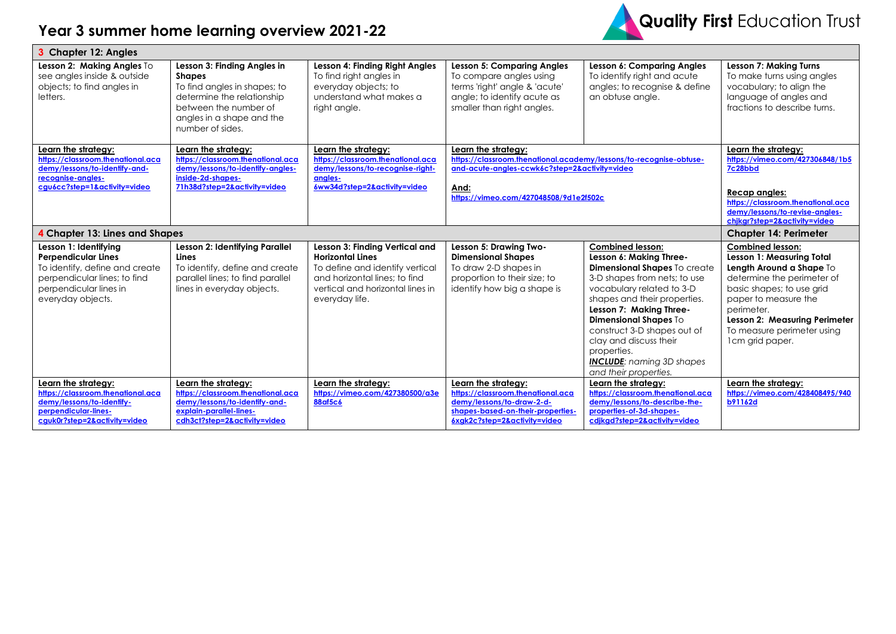# Year 3 summer home learning overview 2021-22

Quality First Education Trust

| **3 Chapter 12: Angles** | | | | | |
|---|---|---|---|---|---|
| **Lesson 2: Making Angles** To see angles inside & outside objects; to find angles in letters. | **Lesson 3: Finding Angles in Shapes** To find angles in shapes; to determine the relationship between the number of angles in a shape and the number of sides. | **Lesson 4: Finding Right Angles** To find right angles in everyday objects; to understand what makes a right angle. | **Lesson 5: Comparing Angles** To compare angles using terms 'right' angle & 'acute' angle; to identify acute as smaller than right angles. | **Lesson 6: Comparing Angles** To identify right and acute angles; to recognise & define an obtuse angle. | **Lesson 7: Making Turns** To make turns using angles vocabulary; to align the language of angles and fractions to describe turns. |
| **Learn the strategy:** https://classroom.thenational.academy/lessons/to-identify-and-recognise-angles-cgu6cc?step=1&activity=video | **Learn the strategy:** https://classroom.thenational.academy/lessons/to-identify-angles-inside-2d-shapes-71h38d?step=2&activity=video | **Learn the strategy:** https://classroom.thenational.academy/lessons/to-recognise-right-angles-6ww34d?step=2&activity=video | **Learn the strategy:** https://classroom.thenational.academy/lessons/to-recognise-obtuse-and-acute-angles-ccwk6c?step=2&activity=video **And:** https://vimeo.com/427048508/9d1e2f502c | | **Learn the strategy:** https://vimeo.com/427306848/1b57c28bbd **Recap angles:** https://classroom.thenational.academy/lessons/to-revise-angles-chjkgr?step=2&activity=video |
| **4 Chapter 13: Lines and Shapes** | | | | | **Chapter 14: Perimeter** |
| **Lesson 1: Identifying Perpendicular Lines** To identify, define and create perpendicular lines; to find perpendicular lines in everyday objects. | **Lesson 2: Identifying Parallel Lines** To identify, define and create parallel lines; to find parallel lines in everyday objects. | **Lesson 3: Finding Vertical and Horizontal Lines** To define and identify vertical and horizontal lines; to find vertical and horizontal lines in everyday life. | **Lesson 5: Drawing Two-Dimensional Shapes** To draw 2-D shapes in proportion to their size; to identify how big a shape is | **Combined lesson:** **Lesson 6: Making Three-Dimensional Shapes** To create 3-D shapes from nets; to use vocabulary related to 3-D shapes and their properties. **Lesson 7: Making Three-Dimensional Shapes** To construct 3-D shapes out of clay and discuss their properties. ***INCLUDE****: naming 3D shapes and their properties.* | **Combined lesson:** **Lesson 1: Measuring Total Length Around a Shape** To determine the perimeter of basic shapes; to use grid paper to measure the perimeter. **Lesson 2: Measuring Perimeter** To measure perimeter using 1cm grid paper. |
| **Learn the strategy:** https://classroom.thenational.academy/lessons/to-identify-perpendicular-lines-cguk0r?step=2&activity=video | **Learn the strategy:** https://classroom.thenational.academy/lessons/to-identify-and-explain-parallel-lines-cdh3ct?step=2&activity=video | **Learn the strategy:** https://vimeo.com/427380500/a3e88af5c6 | **Learn the strategy:** https://classroom.thenational.academy/lessons/to-draw-2-d-shapes-based-on-their-properties-6xgk2c?step=2&activity=video | **Learn the strategy:** https://classroom.thenational.academy/lessons/to-describe-the-properties-of-3d-shapes-cdjkgd?step=2&activity=video | **Learn the strategy:** https://vimeo.com/428408495/940b91162d |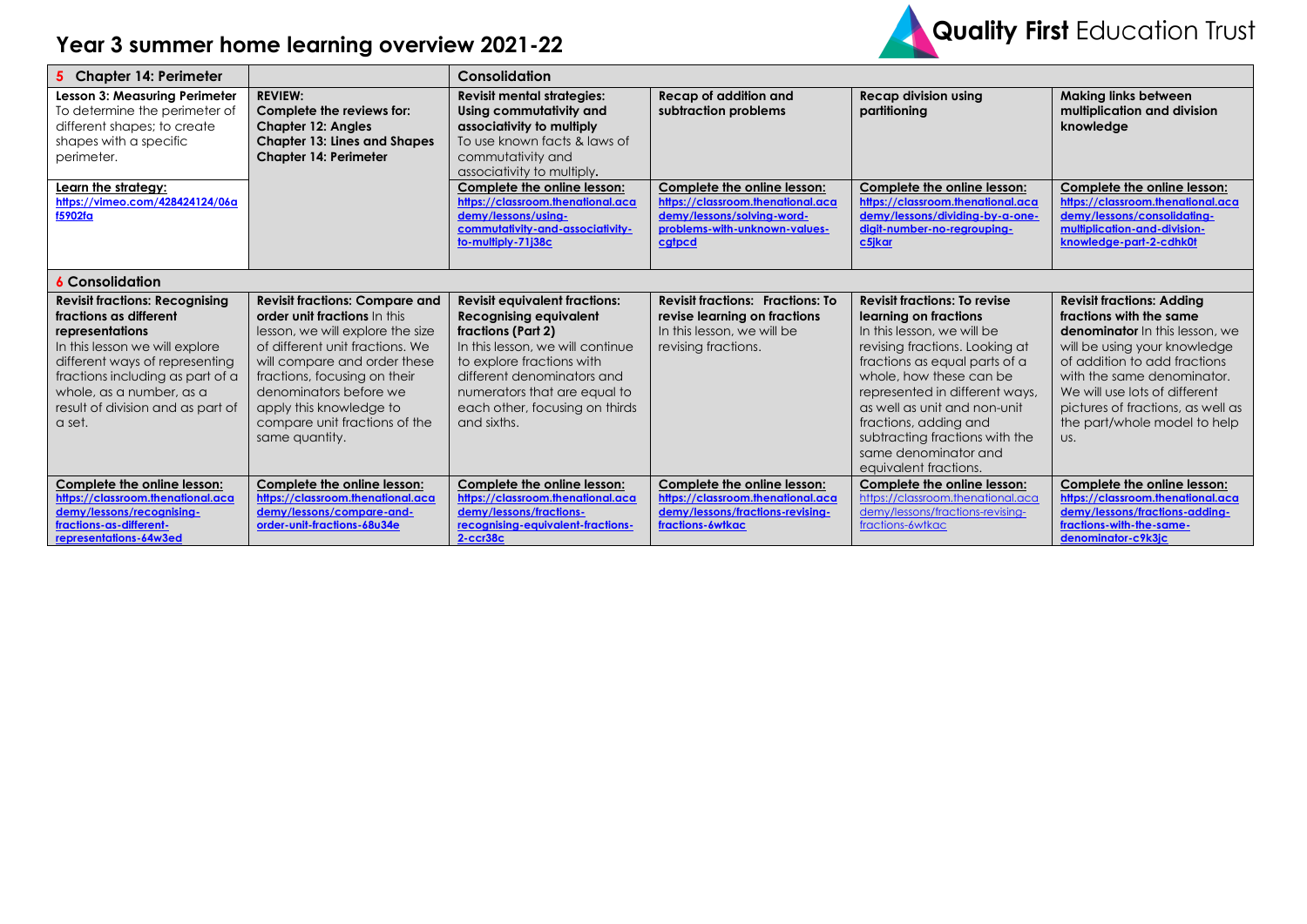# Year 3 summer home learning overview 2021-22

| 5 Chapter 14: Perimeter | | Consolidation | | | |
|---|---|---|---|---|---|
| **Lesson 3: Measuring Perimeter** To determine the perimeter of different shapes; to create shapes with a specific perimeter. | **REVIEW: Complete the reviews for: Chapter 12: Angles Chapter 13: Lines and Shapes Chapter 14: Perimeter** | **Revisit mental strategies: Using commutativity and associativity to multiply** To use known facts & laws of commutativity and associativity to multiply**.** | **Recap of addition and subtraction problems** | **Recap division using partitioning** | **Making links between multiplication and division knowledge** |
| **Learn the strategy:** https://vimeo.com/428424124/06af5902fa | | **Complete the online lesson:** https://classroom.thenational.academy/lessons/using-commutativity-and-associativity-to-multiply-71j38c | **Complete the online lesson:** https://classroom.thenational.academy/lessons/solving-word-problems-with-unknown-values-cgtpcd | **Complete the online lesson:** https://classroom.thenational.academy/lessons/dividing-by-a-one-digit-number-no-regrouping-c5jkar | **Complete the online lesson:** https://classroom.thenational.academy/lessons/consolidating-multiplication-and-division-knowledge-part-2-cdhk0t |
| **6 Consolidation** | | | | | |
| **Revisit fractions: Recognising fractions as different representations** In this lesson we will explore different ways of representing fractions including as part of a whole, as a number, as a result of division and as part of a set. | **Revisit fractions: Compare and order unit fractions** In this lesson, we will explore the size of different unit fractions. We will compare and order these fractions, focusing on their denominators before we apply this knowledge to compare unit fractions of the same quantity. | **Revisit equivalent fractions: Recognising equivalent fractions (Part 2)** In this lesson, we will continue to explore fractions with different denominators and numerators that are equal to each other, focusing on thirds and sixths. | **Revisit fractions: Fractions: To revise learning on fractions** In this lesson, we will be revising fractions. | **Revisit fractions: To revise learning on fractions** In this lesson, we will be revising fractions. Looking at fractions as equal parts of a whole, how these can be represented in different ways, as well as unit and non-unit fractions, adding and subtracting fractions with the same denominator and equivalent fractions. | **Revisit fractions: Adding fractions with the same denominator** In this lesson, we will be using your knowledge of addition to add fractions with the same denominator. We will use lots of different pictures of fractions, as well as the part/whole model to help us. |
| **Complete the online lesson:** https://classroom.thenational.academy/lessons/recognising-fractions-as-different-representations-64w3ed | **Complete the online lesson:** https://classroom.thenational.academy/lessons/compare-and-order-unit-fractions-68u34e | **Complete the online lesson:** https://classroom.thenational.academy/lessons/fractions-recognising-equivalent-fractions-2-ccr38c | **Complete the online lesson:** https://classroom.thenational.academy/lessons/fractions-revising-fractions-6wtkac | **Complete the online lesson:** https://classroom.thenational.academy/lessons/fractions-revising-fractions-6wtkac | **Complete the online lesson:** https://classroom.thenational.academy/lessons/fractions-adding-fractions-with-the-same-denominator-c9k3jc |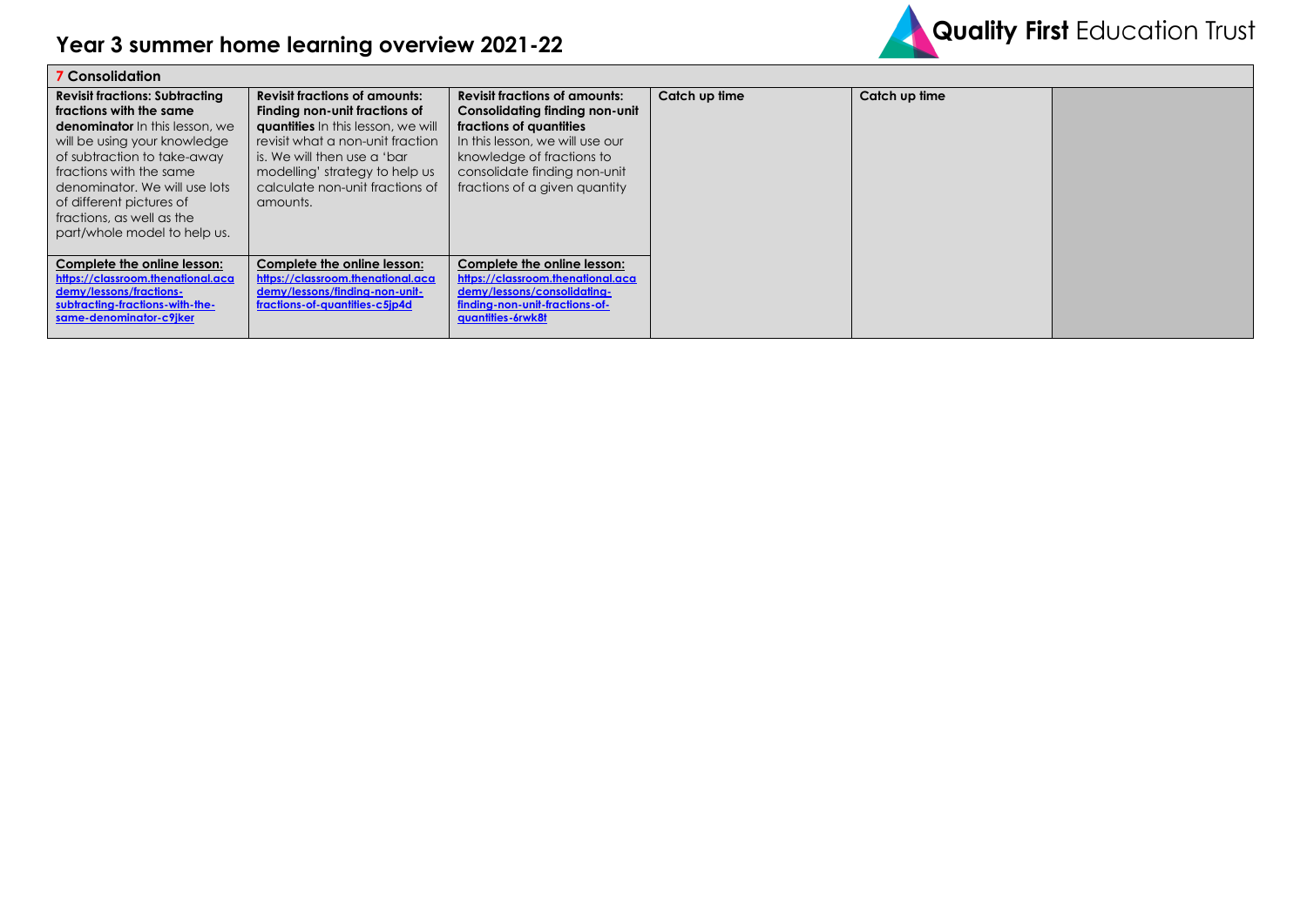# Year 3 summer home learning overview 2021-22

Quality First Education Trust

| 7 Consolidation | | | | | |
|---|---|---|---|---|---|
| **Revisit fractions: Subtracting fractions with the same denominator** In this lesson, we will be using your knowledge of subtraction to take-away fractions with the same denominator. We will use lots of different pictures of fractions, as well as the part/whole model to help us. | **Revisit fractions of amounts: Finding non-unit fractions of quantities** In this lesson, we will revisit what a non-unit fraction is. We will then use a 'bar modelling' strategy to help us calculate non-unit fractions of amounts. | **Revisit fractions of amounts: Consolidating finding non-unit fractions of quantities** In this lesson, we will use our knowledge of fractions to consolidate finding non-unit fractions of a given quantity | **Catch up time** | **Catch up time** | |
| **Complete the online lesson:** https://classroom.thenational.academy/lessons/fractions-subtracting-fractions-with-the-same-denominator-c9jker | **Complete the online lesson:** https://classroom.thenational.academy/lessons/finding-non-unit-fractions-of-quantities-c5jp4d | **Complete the online lesson:** https://classroom.thenational.academy/lessons/consolidating-finding-non-unit-fractions-of-quantities-6rwk8t | | | |